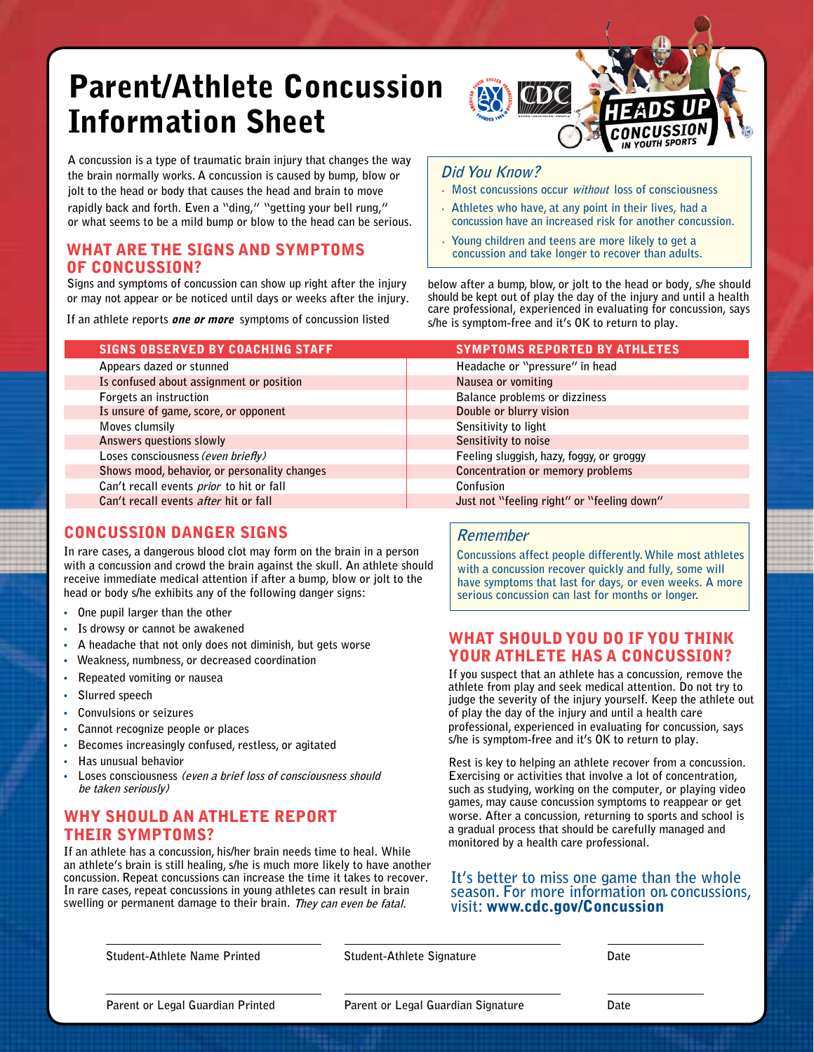# Parent/Athlete Concussion Information Sheet

A concussion is a type of traumatic brain injury that changes the way the brain normally works. A concussion is caused by bump, blow or jolt to the head or body that causes the head and brain to move rapidly back and forth. Even a "ding," "getting your bell rung," or what seems to be a mild bump or blow to the head can be serious.

### Did You Know?

- Most concussions occur *without* loss of consciousness
- Athletes who have, at any point in their lives, had a concussion have an increased risk for another concussion.
- Young children and teens are more likely to get a concussion and take longer to recover than adults.

## WHAT ARE THE SIGNS AND SYMPTOMS OF CONCUSSION?

Signs and symptoms of concussion can show up right after the injury or may not appear or be noticed until days or weeks after the injury.

If an athlete reports ***one or more*** symptoms of concussion listed below after a bump, blow, or jolt to the head or body, s/he should be kept out of play the day of the injury and until a health care professional, experienced in evaluating for concussion, says s/he is symptom-free and it's OK to return to play.

| SIGNS OBSERVED BY COACHING STAFF | SYMPTOMS REPORTED BY ATHLETES |
|---|---|
| Appears dazed or stunned | Headache or "pressure" in head |
| Is confused about assignment or position | Nausea or vomiting |
| Forgets an instruction | Balance problems or dizziness |
| Is unsure of game, score, or opponent | Double or blurry vision |
| Moves clumsily | Sensitivity to light |
| Answers questions slowly | Sensitivity to noise |
| Loses consciousness *(even briefly)* | Feeling sluggish, hazy, foggy, or groggy |
| Shows mood, behavior, or personality changes | Concentration or memory problems |
| Can't recall events *prior* to hit or fall | Confusion |
| Can't recall events *after* hit or fall | Just not "feeling right" or "feeling down" |

## CONCUSSION DANGER SIGNS

In rare cases, a dangerous blood clot may form on the brain in a person with a concussion and crowd the brain against the skull. An athlete should receive immediate medical attention if after a bump, blow or jolt to the head or body s/he exhibits any of the following danger signs:

- One pupil larger than the other
- Is drowsy or cannot be awakened
- A headache that not only does not diminish, but gets worse
- Weakness, numbness, or decreased coordination
- Repeated vomiting or nausea
- Slurred speech
- Convulsions or seizures
- Cannot recognize people or places
- Becomes increasingly confused, restless, or agitated
- Has unusual behavior
- Loses consciousness *(even a brief loss of consciousness should be taken seriously)*

## WHY SHOULD AN ATHLETE REPORT THEIR SYMPTOMS?

If an athlete has a concussion, his/her brain needs time to heal. While an athlete's brain is still healing, s/he is much more likely to have another concussion. Repeat concussions can increase the time it takes to recover. In rare cases, repeat concussions in young athletes can result in brain swelling or permanent damage to their brain. *They can even be fatal.*

### Remember

Concussions affect people differently. While most athletes with a concussion recover quickly and fully, some will have symptoms that last for days, or even weeks. A more serious concussion can last for months or longer.

## WHAT SHOULD YOU DO IF YOU THINK YOUR ATHLETE HAS A CONCUSSION?

If you suspect that an athlete has a concussion, remove the athlete from play and seek medical attention. Do not try to judge the severity of the injury yourself. Keep the athlete out of play the day of the injury and until a health care professional, experienced in evaluating for concussion, says s/he is symptom-free and it's OK to return to play.

Rest is key to helping an athlete recover from a concussion. Exercising or activities that involve a lot of concentration, such as studying, working on the computer, or playing video games, may cause concussion symptoms to reappear or get worse. After a concussion, returning to sports and school is a gradual process that should be carefully managed and monitored by a health care professional.

It's better to miss one game than the whole season. For more information on concussions, visit: **www.cdc.gov/Concussion**

| Student-Athlete Name Printed | Student-Athlete Signature | Date |
|---|---|---|
| Parent or Legal Guardian Printed | Parent or Legal Guardian Signature | Date |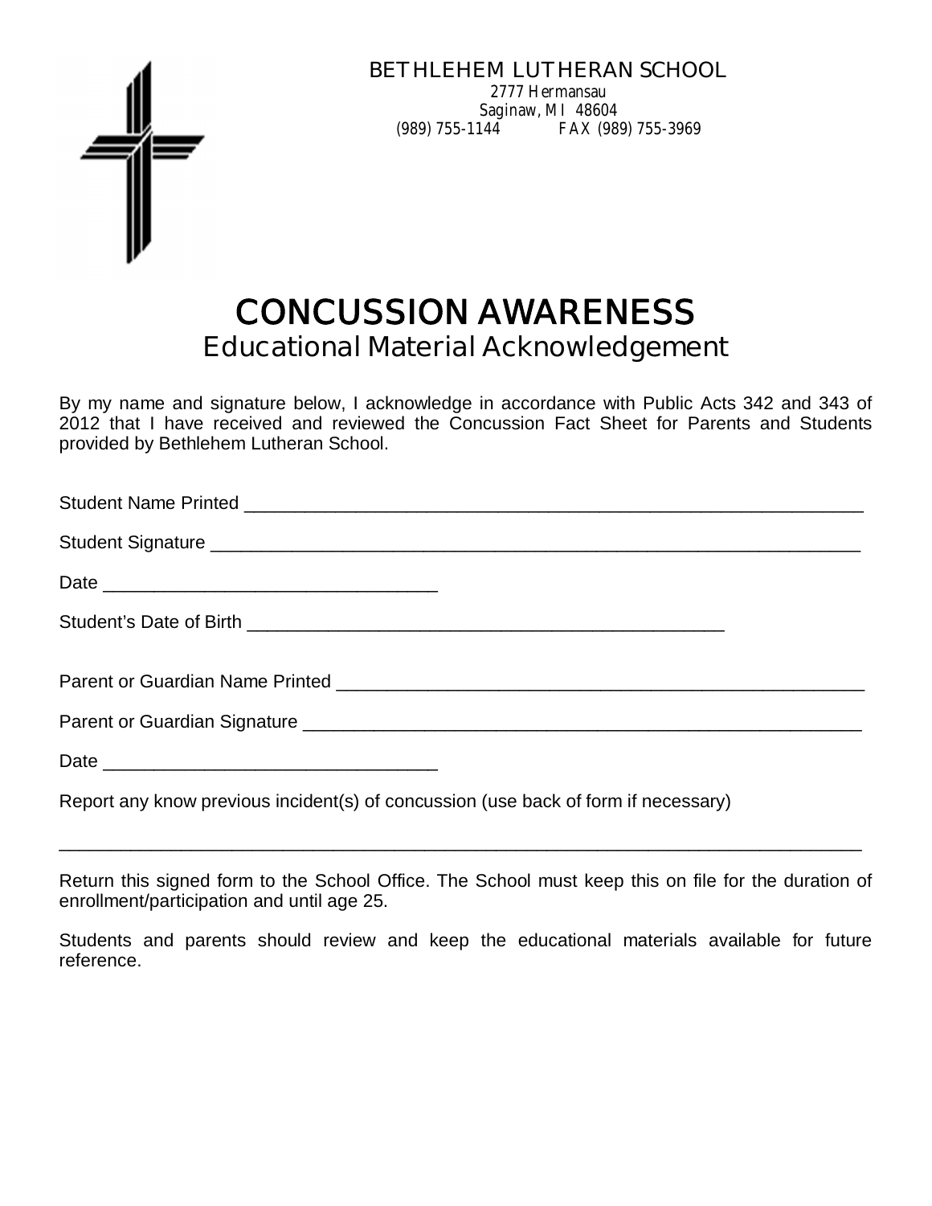BETHLEHEM LUTHERAN SCHOOL
2777 Hermansau
Saginaw, MI 48604
(989) 755-1144 FAX (989) 755-3969

# CONCUSSION AWARENESS

## Educational Material Acknowledgement

By my name and signature below, I acknowledge in accordance with Public Acts 342 and 343 of 2012 that I have received and reviewed the Concussion Fact Sheet for Parents and Students provided by Bethlehem Lutheran School.

Student Name Printed ______________________________________________________________

Student Signature _________________________________________________________________

Date ________________________________

Student's Date of Birth _______________________________________________

Parent or Guardian Name Printed ____________________________________________________

Parent or Guardian Signature _______________________________________________________

Date ________________________________

Report any know previous incident(s) of concussion (use back of form if necessary)

_____________________________________________________________________________

Return this signed form to the School Office. The School must keep this on file for the duration of enrollment/participation and until age 25.

Students and parents should review and keep the educational materials available for future reference.